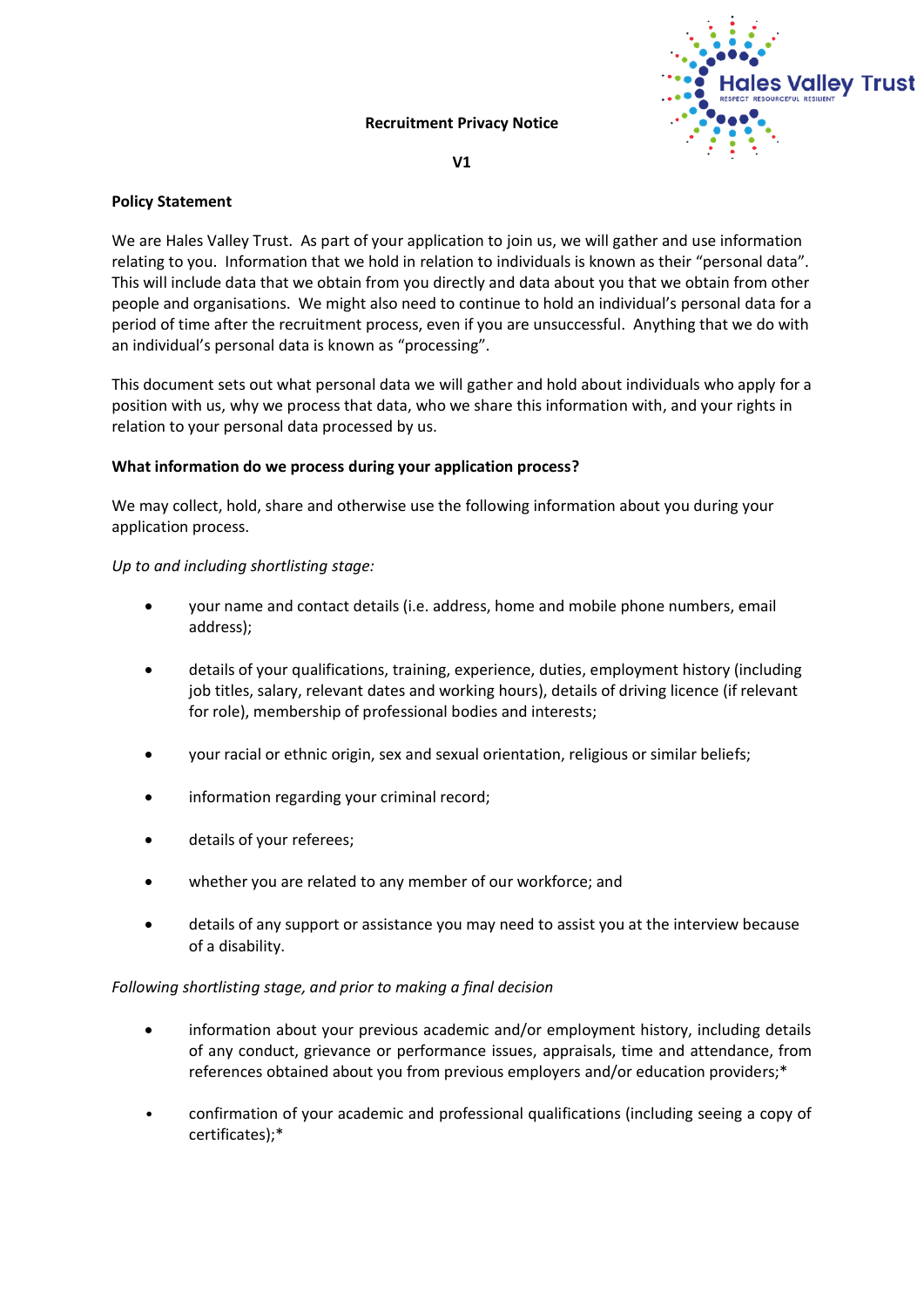# Recruitment Privacy Notice

**V1**

## Policy Statement

We are Hales Valley Trust. As part of your application to join us, we will gather and use information relating to you. Information that we hold in relation to individuals is known as their "personal data". This will include data that we obtain from you directly and data about you that we obtain from other people and organisations. We might also need to continue to hold an individual's personal data for a period of time after the recruitment process, even if you are unsuccessful. Anything that we do with an individual's personal data is known as "processing".

This document sets out what personal data we will gather and hold about individuals who apply for a position with us, why we process that data, who we share this information with, and your rights in relation to your personal data processed by us.

## What information do we process during your application process?

We may collect, hold, share and otherwise use the following information about you during your application process.

*Up to and including shortlisting stage:*

- your name and contact details (i.e. address, home and mobile phone numbers, email address);
- details of your qualifications, training, experience, duties, employment history (including job titles, salary, relevant dates and working hours), details of driving licence (if relevant for role), membership of professional bodies and interests;
- your racial or ethnic origin, sex and sexual orientation, religious or similar beliefs;
- information regarding your criminal record;
- details of your referees;
- whether you are related to any member of our workforce; and
- details of any support or assistance you may need to assist you at the interview because of a disability.

*Following shortlisting stage, and prior to making a final decision*

- information about your previous academic and/or employment history, including details of any conduct, grievance or performance issues, appraisals, time and attendance, from references obtained about you from previous employers and/or education providers;*
- confirmation of your academic and professional qualifications (including seeing a copy of certificates);*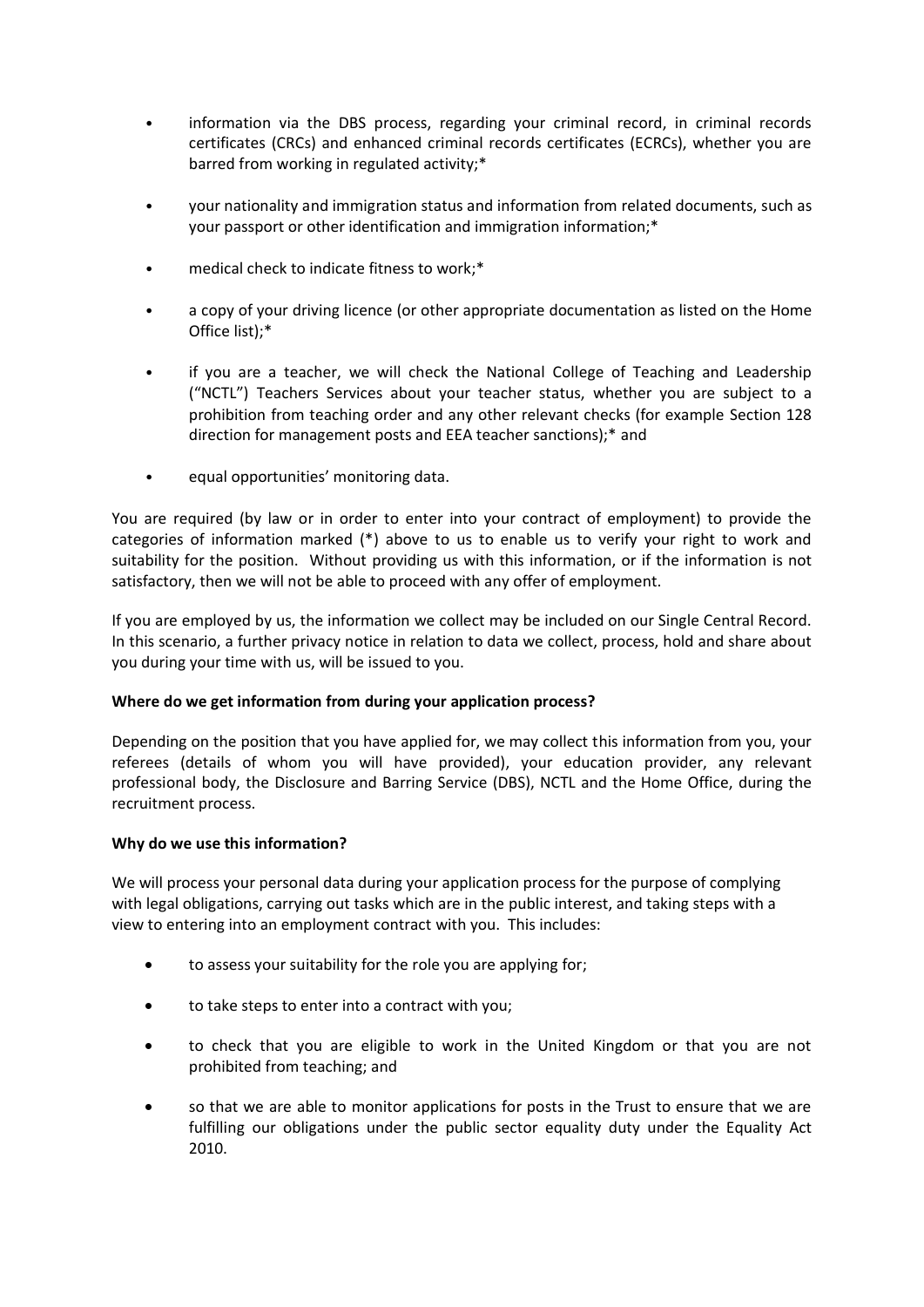- information via the DBS process, regarding your criminal record, in criminal records certificates (CRCs) and enhanced criminal records certificates (ECRCs), whether you are barred from working in regulated activity;*

- your nationality and immigration status and information from related documents, such as your passport or other identification and immigration information;*

- medical check to indicate fitness to work;*

- a copy of your driving licence (or other appropriate documentation as listed on the Home Office list);*

- if you are a teacher, we will check the National College of Teaching and Leadership ("NCTL") Teachers Services about your teacher status, whether you are subject to a prohibition from teaching order and any other relevant checks (for example Section 128 direction for management posts and EEA teacher sanctions);* and

- equal opportunities' monitoring data.

You are required (by law or in order to enter into your contract of employment) to provide the categories of information marked (*) above to us to enable us to verify your right to work and suitability for the position. Without providing us with this information, or if the information is not satisfactory, then we will not be able to proceed with any offer of employment.

If you are employed by us, the information we collect may be included on our Single Central Record. In this scenario, a further privacy notice in relation to data we collect, process, hold and share about you during your time with us, will be issued to you.

**Where do we get information from during your application process?**

Depending on the position that you have applied for, we may collect this information from you, your referees (details of whom you will have provided), your education provider, any relevant professional body, the Disclosure and Barring Service (DBS), NCTL and the Home Office, during the recruitment process.

**Why do we use this information?**

We will process your personal data during your application process for the purpose of complying with legal obligations, carrying out tasks which are in the public interest, and taking steps with a view to entering into an employment contract with you. This includes:

- to assess your suitability for the role you are applying for;

- to take steps to enter into a contract with you;

- to check that you are eligible to work in the United Kingdom or that you are not prohibited from teaching; and

- so that we are able to monitor applications for posts in the Trust to ensure that we are fulfilling our obligations under the public sector equality duty under the Equality Act 2010.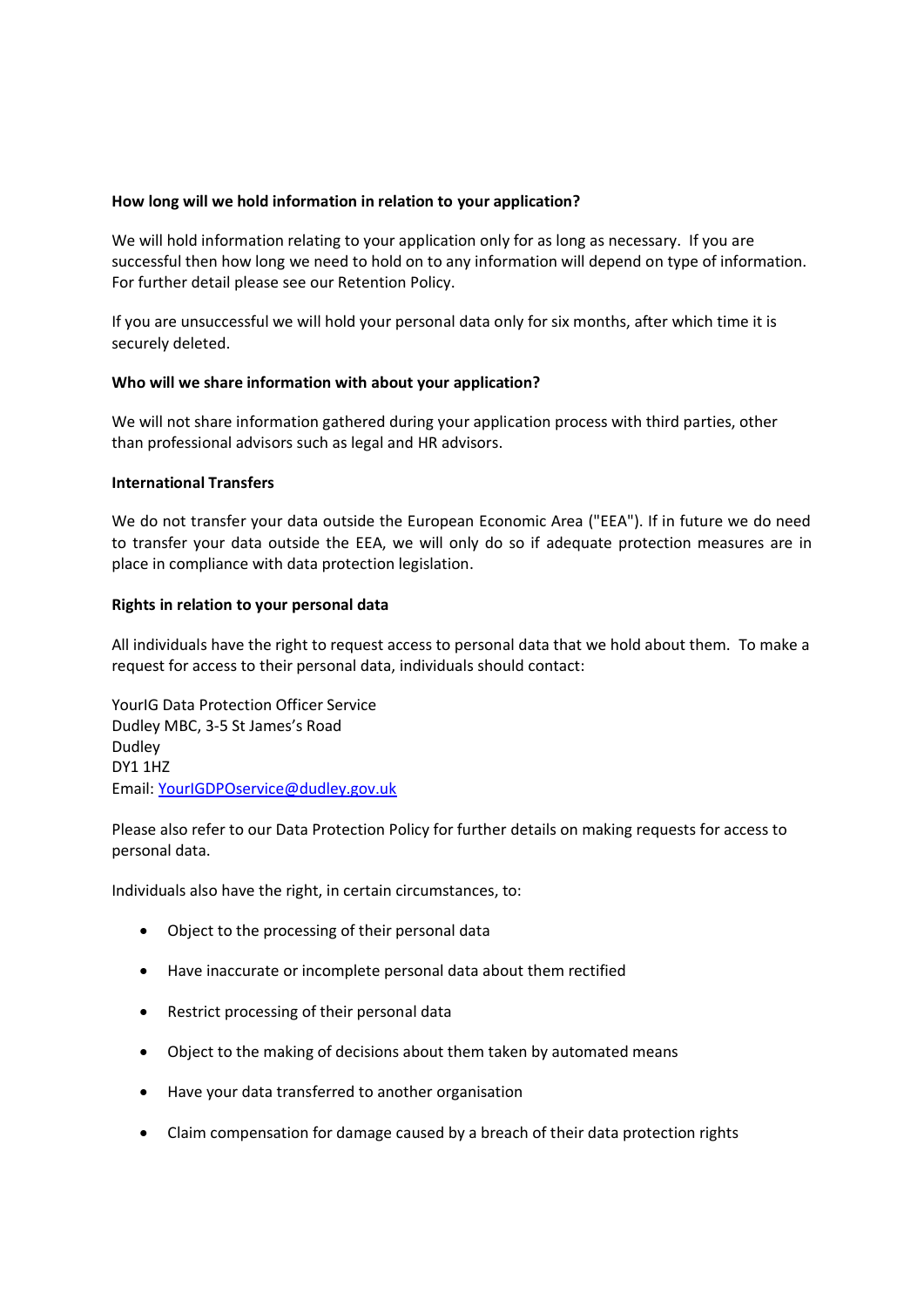**How long will we hold information in relation to your application?**

We will hold information relating to your application only for as long as necessary. If you are successful then how long we need to hold on to any information will depend on type of information. For further detail please see our Retention Policy.

If you are unsuccessful we will hold your personal data only for six months, after which time it is securely deleted.

**Who will we share information with about your application?**

We will not share information gathered during your application process with third parties, other than professional advisors such as legal and HR advisors.

**International Transfers**

We do not transfer your data outside the European Economic Area ("EEA"). If in future we do need to transfer your data outside the EEA, we will only do so if adequate protection measures are in place in compliance with data protection legislation.

**Rights in relation to your personal data**

All individuals have the right to request access to personal data that we hold about them. To make a request for access to their personal data, individuals should contact:

YourIG Data Protection Officer Service
Dudley MBC, 3-5 St James's Road
Dudley
DY1 1HZ
Email: [YourIGDPOservice@dudley.gov.uk](mailto:YourIGDPOservice@dudley.gov.uk)

Please also refer to our Data Protection Policy for further details on making requests for access to personal data.

Individuals also have the right, in certain circumstances, to:

- Object to the processing of their personal data
- Have inaccurate or incomplete personal data about them rectified
- Restrict processing of their personal data
- Object to the making of decisions about them taken by automated means
- Have your data transferred to another organisation
- Claim compensation for damage caused by a breach of their data protection rights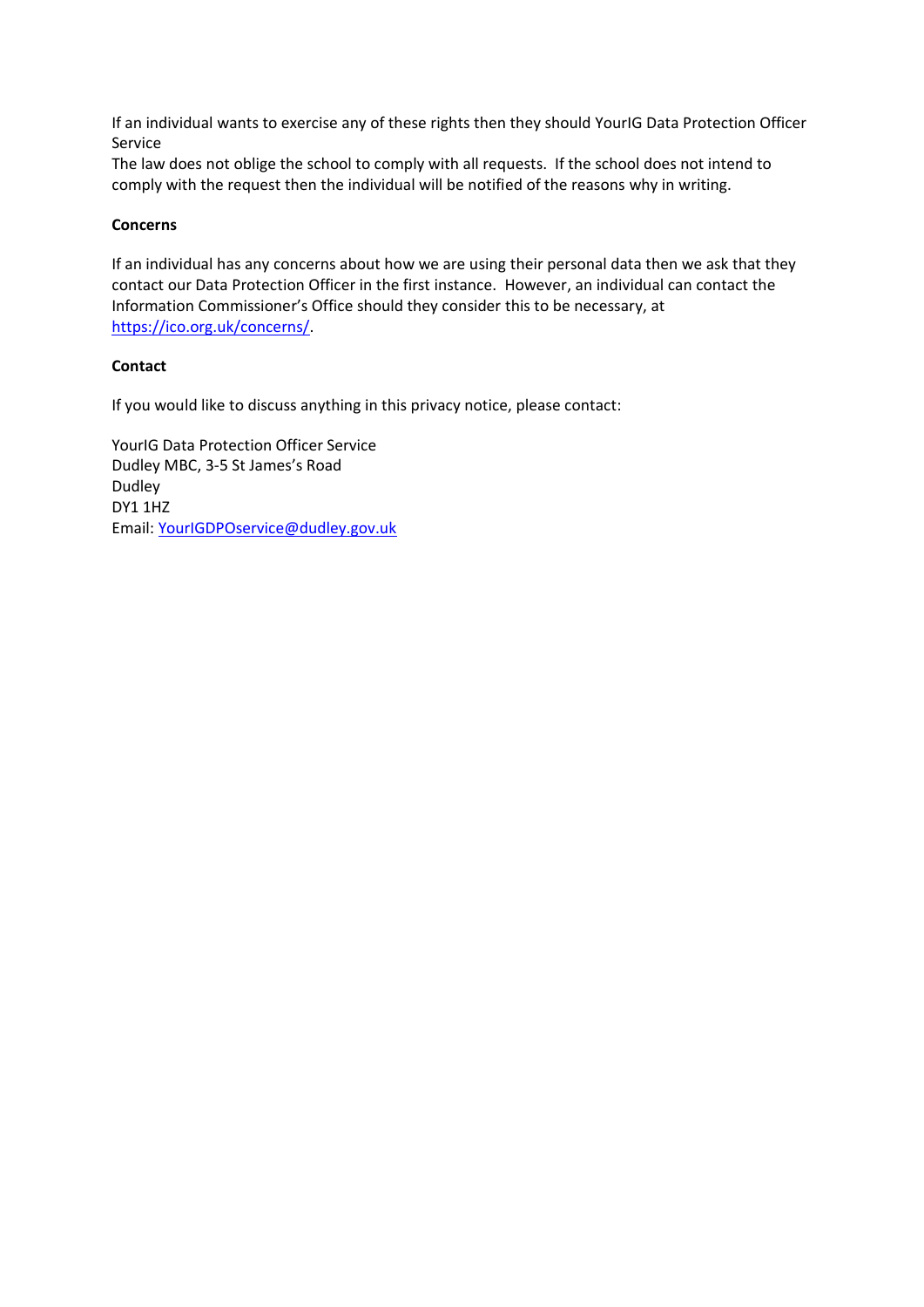If an individual wants to exercise any of these rights then they should YourIG Data Protection Officer Service

The law does not oblige the school to comply with all requests. If the school does not intend to comply with the request then the individual will be notified of the reasons why in writing.

**Concerns**

If an individual has any concerns about how we are using their personal data then we ask that they contact our Data Protection Officer in the first instance. However, an individual can contact the Information Commissioner's Office should they consider this to be necessary, at https://ico.org.uk/concerns/.

**Contact**

If you would like to discuss anything in this privacy notice, please contact:

YourIG Data Protection Officer Service
Dudley MBC, 3-5 St James's Road
Dudley
DY1 1HZ
Email: YourIGDPOservice@dudley.gov.uk